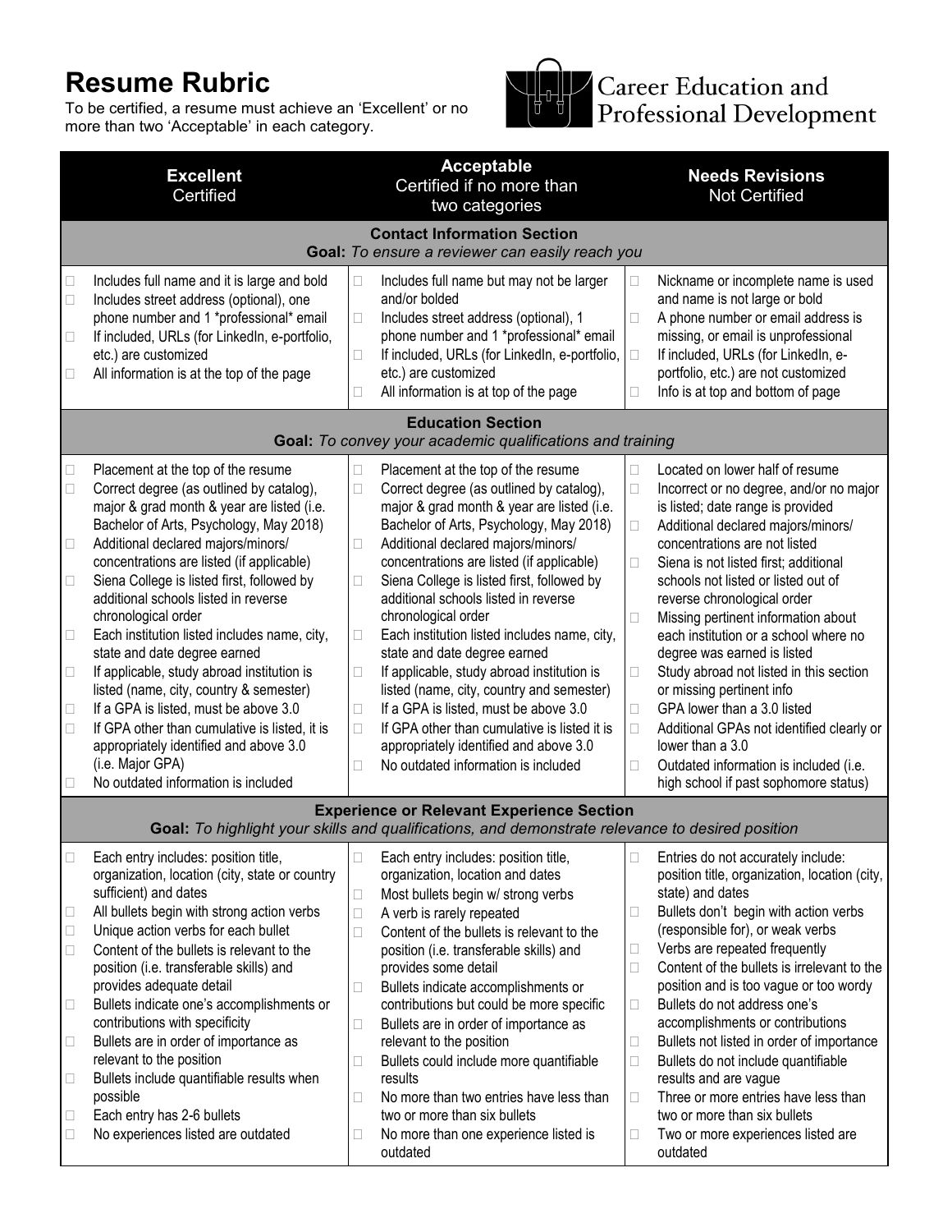# Resume Rubric

To be certified, a resume must achieve an 'Excellent' or no more than two 'Acceptable' in each category.

Career Education and Professional Development

| **Excellent**<br>Certified | **Acceptable**<br>Certified if no more than two categories | **Needs Revisions**<br>Not Certified |
|---|---|---|
| **Contact Information Section**<br>**Goal:** *To ensure a reviewer can easily reach you* | | |
| ☐ Includes full name and it is large and bold<br>☐ Includes street address (optional), one phone number and 1 *professional* email<br>☐ If included, URLs (for LinkedIn, e-portfolio, etc.) are customized<br>☐ All information is at the top of the page | ☐ Includes full name but may not be larger and/or bolded<br>☐ Includes street address (optional), 1 phone number and 1 *professional* email<br>☐ If included, URLs (for LinkedIn, e-portfolio, etc.) are customized<br>☐ All information is at top of the page | ☐ Nickname or incomplete name is used and name is not large or bold<br>☐ A phone number or email address is missing, or email is unprofessional<br>☐ If included, URLs (for LinkedIn, e-portfolio, etc.) are not customized<br>☐ Info is at top and bottom of page |
| **Education Section**<br>**Goal:** *To convey your academic qualifications and training* | | |
| ☐ Placement at the top of the resume<br>☐ Correct degree (as outlined by catalog), major & grad month & year are listed (i.e. Bachelor of Arts, Psychology, May 2018)<br>☐ Additional declared majors/minors/ concentrations are listed (if applicable)<br>☐ Siena College is listed first, followed by additional schools listed in reverse chronological order<br>☐ Each institution listed includes name, city, state and date degree earned<br>☐ If applicable, study abroad institution is listed (name, city, country & semester)<br>☐ If a GPA is listed, must be above 3.0<br>☐ If GPA other than cumulative is listed, it is appropriately identified and above 3.0 (i.e. Major GPA)<br>☐ No outdated information is included | ☐ Placement at the top of the resume<br>☐ Correct degree (as outlined by catalog), major & grad month & year are listed (i.e. Bachelor of Arts, Psychology, May 2018)<br>☐ Additional declared majors/minors/ concentrations are listed (if applicable)<br>☐ Siena College is listed first, followed by additional schools listed in reverse chronological order<br>☐ Each institution listed includes name, city, state and date degree earned<br>☐ If applicable, study abroad institution is listed (name, city, country and semester)<br>☐ If a GPA is listed, must be above 3.0<br>☐ If GPA other than cumulative is listed it is appropriately identified and above 3.0<br>☐ No outdated information is included | ☐ Located on lower half of resume<br>☐ Incorrect or no degree, and/or no major is listed; date range is provided<br>☐ Additional declared majors/minors/ concentrations are not listed<br>☐ Siena is not listed first; additional schools not listed or listed out of reverse chronological order<br>☐ Missing pertinent information about each institution or a school where no degree was earned is listed<br>☐ Study abroad not listed in this section or missing pertinent info<br>☐ GPA lower than a 3.0 listed<br>☐ Additional GPAs not identified clearly or lower than a 3.0<br>☐ Outdated information is included (i.e. high school if past sophomore status) |
| **Experience or Relevant Experience Section**<br>**Goal:** *To highlight your skills and qualifications, and demonstrate relevance to desired position* | | |
| ☐ Each entry includes: position title, organization, location (city, state or country sufficient) and dates<br>☐ All bullets begin with strong action verbs<br>☐ Unique action verbs for each bullet<br>☐ Content of the bullets is relevant to the position (i.e. transferable skills) and provides adequate detail<br>☐ Bullets indicate one's accomplishments or contributions with specificity<br>☐ Bullets are in order of importance as relevant to the position<br>☐ Bullets include quantifiable results when possible<br>☐ Each entry has 2-6 bullets<br>☐ No experiences listed are outdated | ☐ Each entry includes: position title, organization, location and dates<br>☐ Most bullets begin w/ strong verbs<br>☐ A verb is rarely repeated<br>☐ Content of the bullets is relevant to the position (i.e. transferable skills) and provides some detail<br>☐ Bullets indicate accomplishments or contributions but could be more specific<br>☐ Bullets are in order of importance as relevant to the position<br>☐ Bullets could include more quantifiable results<br>☐ No more than two entries have less than two or more than six bullets<br>☐ No more than one experience listed is outdated | ☐ Entries do not accurately include: position title, organization, location (city, state) and dates<br>☐ Bullets don't begin with action verbs (responsible for), or weak verbs<br>☐ Verbs are repeated frequently<br>☐ Content of the bullets is irrelevant to the position and is too vague or too wordy<br>☐ Bullets do not address one's accomplishments or contributions<br>☐ Bullets not listed in order of importance<br>☐ Bullets do not include quantifiable results and are vague<br>☐ Three or more entries have less than two or more than six bullets<br>☐ Two or more experiences listed are outdated |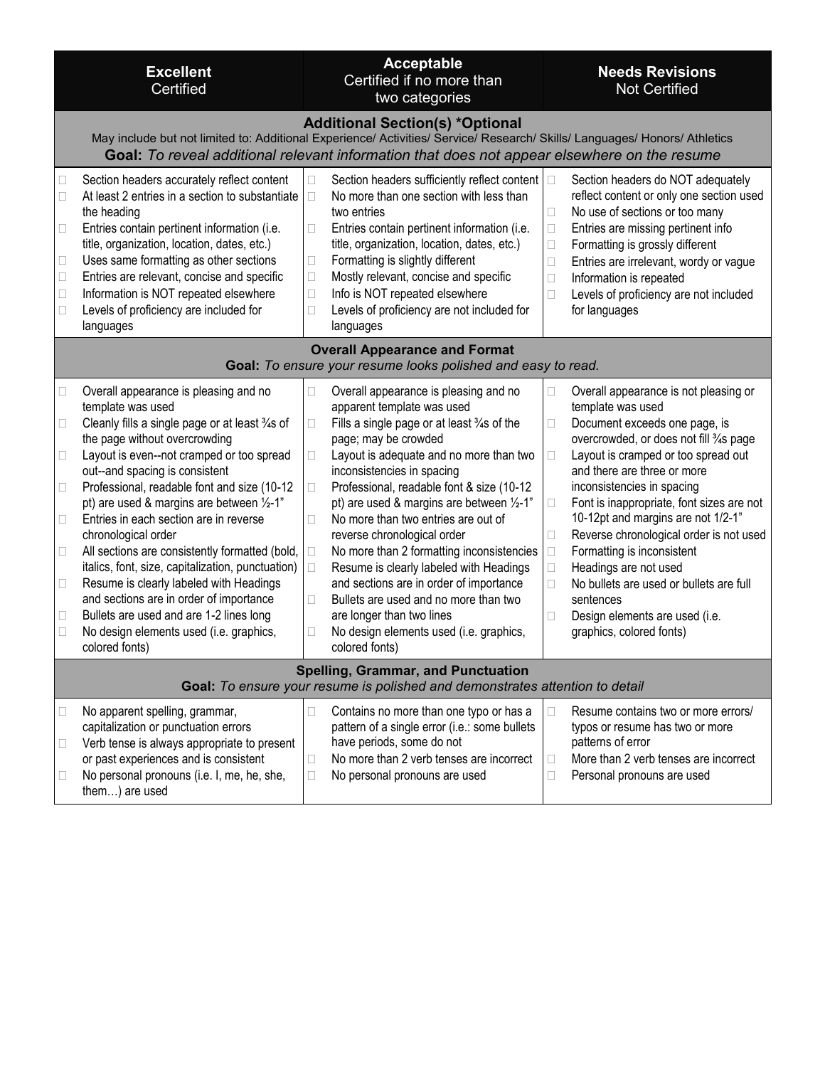| Excellent Certified | Acceptable Certified if no more than two categories | Needs Revisions Not Certified |
|---|---|---|
| **Additional Section(s) *Optional** May include but not limited to: Additional Experience/ Activities/ Service/ Research/ Skills/ Languages/ Honors/ Athletics **Goal:** *To reveal additional relevant information that does not appear elsewhere on the resume* | | |
| ☐ Section headers accurately reflect content<br>☐ At least 2 entries in a section to substantiate the heading<br>☐ Entries contain pertinent information (i.e. title, organization, location, dates, etc.)<br>☐ Uses same formatting as other sections<br>☐ Entries are relevant, concise and specific<br>☐ Information is NOT repeated elsewhere<br>☐ Levels of proficiency are included for languages | ☐ Section headers sufficiently reflect content<br>☐ No more than one section with less than two entries<br>☐ Entries contain pertinent information (i.e. title, organization, location, dates, etc.)<br>☐ Formatting is slightly different<br>☐ Mostly relevant, concise and specific<br>☐ Info is NOT repeated elsewhere<br>☐ Levels of proficiency are not included for languages | ☐ Section headers do NOT adequately reflect content or only one section used<br>☐ No use of sections or too many<br>☐ Entries are missing pertinent info<br>☐ Formatting is grossly different<br>☐ Entries are irrelevant, wordy or vague<br>☐ Information is repeated<br>☐ Levels of proficiency are not included for languages |
| **Overall Appearance and Format** **Goal:** *To ensure your resume looks polished and easy to read.* | | |
| ☐ Overall appearance is pleasing and no template was used<br>☐ Cleanly fills a single page or at least ¾s of the page without overcrowding<br>☐ Layout is even--not cramped or too spread out--and spacing is consistent<br>☐ Professional, readable font and size (10-12 pt) are used & margins are between ½-1"<br>☐ Entries in each section are in reverse chronological order<br>☐ All sections are consistently formatted (bold, italics, font, size, capitalization, punctuation)<br>☐ Resume is clearly labeled with Headings and sections are in order of importance<br>☐ Bullets are used and are 1-2 lines long<br>☐ No design elements used (i.e. graphics, colored fonts) | ☐ Overall appearance is pleasing and no apparent template was used<br>☐ Fills a single page or at least ¾s of the page; may be crowded<br>☐ Layout is adequate and no more than two inconsistencies in spacing<br>☐ Professional, readable font & size (10-12 pt) are used & margins are between ½-1"<br>☐ No more than two entries are out of reverse chronological order<br>☐ No more than 2 formatting inconsistencies<br>☐ Resume is clearly labeled with Headings and sections are in order of importance<br>☐ Bullets are used and no more than two are longer than two lines<br>☐ No design elements used (i.e. graphics, colored fonts) | ☐ Overall appearance is not pleasing or template was used<br>☐ Document exceeds one page, is overcrowded, or does not fill ¾s page<br>☐ Layout is cramped or too spread out and there are three or more inconsistencies in spacing<br>☐ Font is inappropriate, font sizes are not 10-12pt and margins are not 1/2-1"<br>☐ Reverse chronological order is not used<br>☐ Formatting is inconsistent<br>☐ Headings are not used<br>☐ No bullets are used or bullets are full sentences<br>☐ Design elements are used (i.e. graphics, colored fonts) |
| **Spelling, Grammar, and Punctuation** **Goal:** *To ensure your resume is polished and demonstrates attention to detail* | | |
| ☐ No apparent spelling, grammar, capitalization or punctuation errors<br>☐ Verb tense is always appropriate to present or past experiences and is consistent<br>☐ No personal pronouns (i.e. I, me, he, she, them…) are used | ☐ Contains no more than one typo or has a pattern of a single error (i.e.: some bullets have periods, some do not<br>☐ No more than 2 verb tenses are incorrect<br>☐ No personal pronouns are used | ☐ Resume contains two or more errors/ typos or resume has two or more patterns of error<br>☐ More than 2 verb tenses are incorrect<br>☐ Personal pronouns are used |